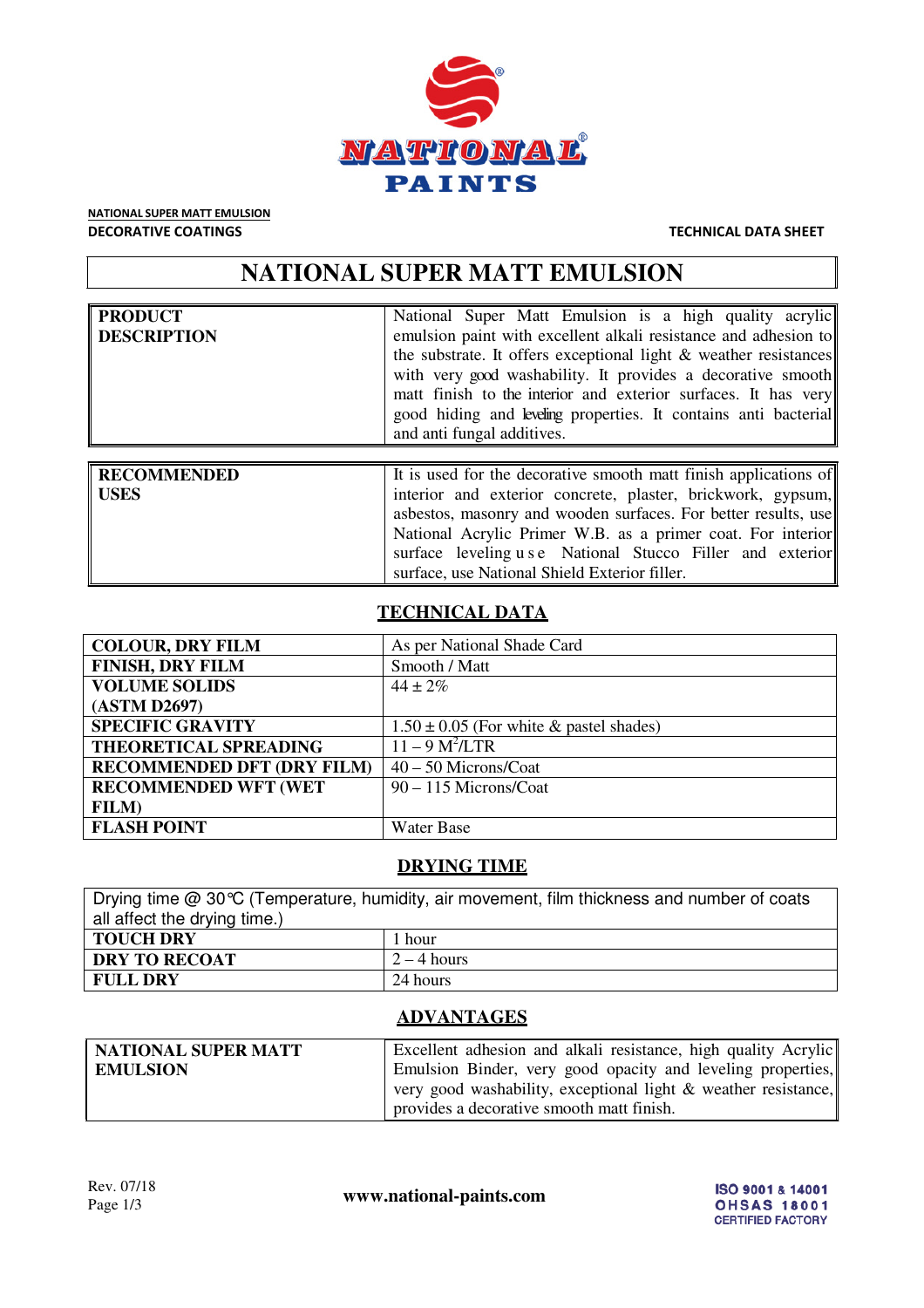NATIONAL SUPER MATT EMULSION
DECORATIVE COATINGS

TECHNICAL DATA SHEET

# NATIONAL SUPER MATT EMULSION

| PRODUCT DESCRIPTION | National Super Matt Emulsion is a high quality acrylic emulsion paint with excellent alkali resistance and adhesion to the substrate. It offers exceptional light & weather resistances with very good washability. It provides a decorative smooth matt finish to the interior and exterior surfaces. It has very good hiding and leveling properties. It contains anti bacterial and anti fungal additives. |
|---|---|

| RECOMMENDED USES | It is used for the decorative smooth matt finish applications of interior and exterior concrete, plaster, brickwork, gypsum, asbestos, masonry and wooden surfaces. For better results, use National Acrylic Primer W.B. as a primer coat. For interior surface leveling use National Stucco Filler and exterior surface, use National Shield Exterior filler. |
|---|---|

## TECHNICAL DATA

| | |
|---|---|
| **COLOUR, DRY FILM** | As per National Shade Card |
| **FINISH, DRY FILM** | Smooth / Matt |
| **VOLUME SOLIDS (ASTM D2697)** | 44 ± 2% |
| **SPECIFIC GRAVITY** | 1.50 ± 0.05 (For white & pastel shades) |
| **THEORETICAL SPREADING** | 11 – 9 $M^2$/LTR |
| **RECOMMENDED DFT (DRY FILM)** | 40 – 50 Microns/Coat |
| **RECOMMENDED WFT (WET FILM)** | 90 – 115 Microns/Coat |
| **FLASH POINT** | Water Base |

## DRYING TIME

| Drying time @ 30℃ (Temperature, humidity, air movement, film thickness and number of coats all affect the drying time.) | |
|---|---|
| **TOUCH DRY** | 1 hour |
| **DRY TO RECOAT** | 2 – 4 hours |
| **FULL DRY** | 24 hours |

## ADVANTAGES

| NATIONAL SUPER MATT EMULSION | Excellent adhesion and alkali resistance, high quality Acrylic Emulsion Binder, very good opacity and leveling properties, very good washability, exceptional light & weather resistance, provides a decorative smooth matt finish. |
|---|---|

Rev. 07/18

www.national-paints.com

ISO 9001 & 14001
OHSAS 18001
CERTIFIED FACTORY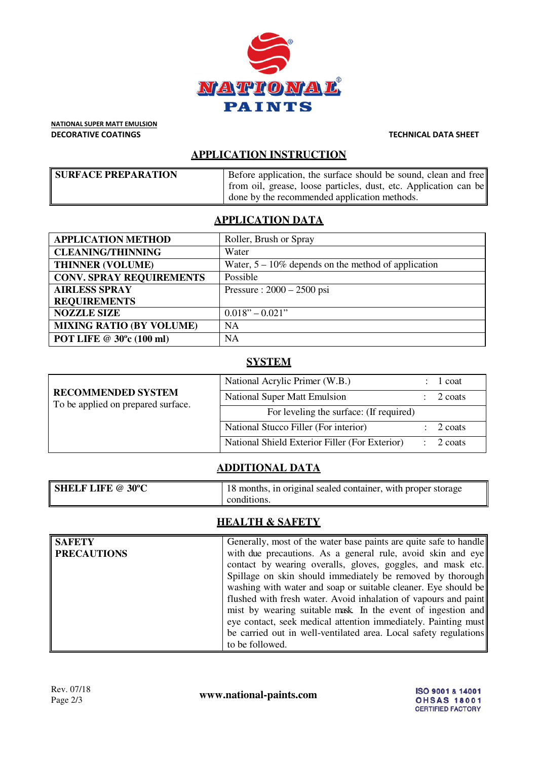**NATIONAL SUPER MATT EMULSION**
**DECORATIVE COATINGS**

**TECHNICAL DATA SHEET**

## APPLICATION INSTRUCTION

| | |
|---|---|
| **SURFACE PREPARATION** | Before application, the surface should be sound, clean and free from oil, grease, loose particles, dust, etc. Application can be done by the recommended application methods. |

## APPLICATION DATA

| | |
|---|---|
| **APPLICATION METHOD** | Roller, Brush or Spray |
| **CLEANING/THINNING** | Water |
| **THINNER (VOLUME)** | Water, 5 – 10% depends on the method of application |
| **CONV. SPRAY REQUIREMENTS** | Possible |
| **AIRLESS SPRAY REQUIREMENTS** | Pressure : 2000 – 2500 psi |
| **NOZZLE SIZE** | 0.018" – 0.021" |
| **MIXING RATIO (BY VOLUME)** | NA |
| **POT LIFE @ 30ºc (100 ml)** | NA |

## SYSTEM

| | | |
|---|---|---|
| **RECOMMENDED SYSTEM** To be applied on prepared surface. | National Acrylic Primer (W.B.) | : 1 coat |
| | National Super Matt Emulsion | : 2 coats |
| | For leveling the surface: (If required) | |
| | National Stucco Filler (For interior) | : 2 coats |
| | National Shield Exterior Filler (For Exterior) | : 2 coats |

## ADDITIONAL DATA

| | |
|---|---|
| **SHELF LIFE @ 30ºC** | 18 months, in original sealed container, with proper storage conditions. |

## HEALTH & SAFETY

| | |
|---|---|
| **SAFETY PRECAUTIONS** | Generally, most of the water base paints are quite safe to handle with due precautions. As a general rule, avoid skin and eye contact by wearing overalls, gloves, goggles, and mask etc. Spillage on skin should immediately be removed by thorough washing with water and soap or suitable cleaner. Eye should be flushed with fresh water. Avoid inhalation of vapours and paint mist by wearing suitable mask. In the event of ingestion and eye contact, seek medical attention immediately. Painting must be carried out in well-ventilated area. Local safety regulations to be followed. |

Rev. 07/18

www.national-paints.com

ISO 9001 & 14001
OHSAS 18001
CERTIFIED FACTORY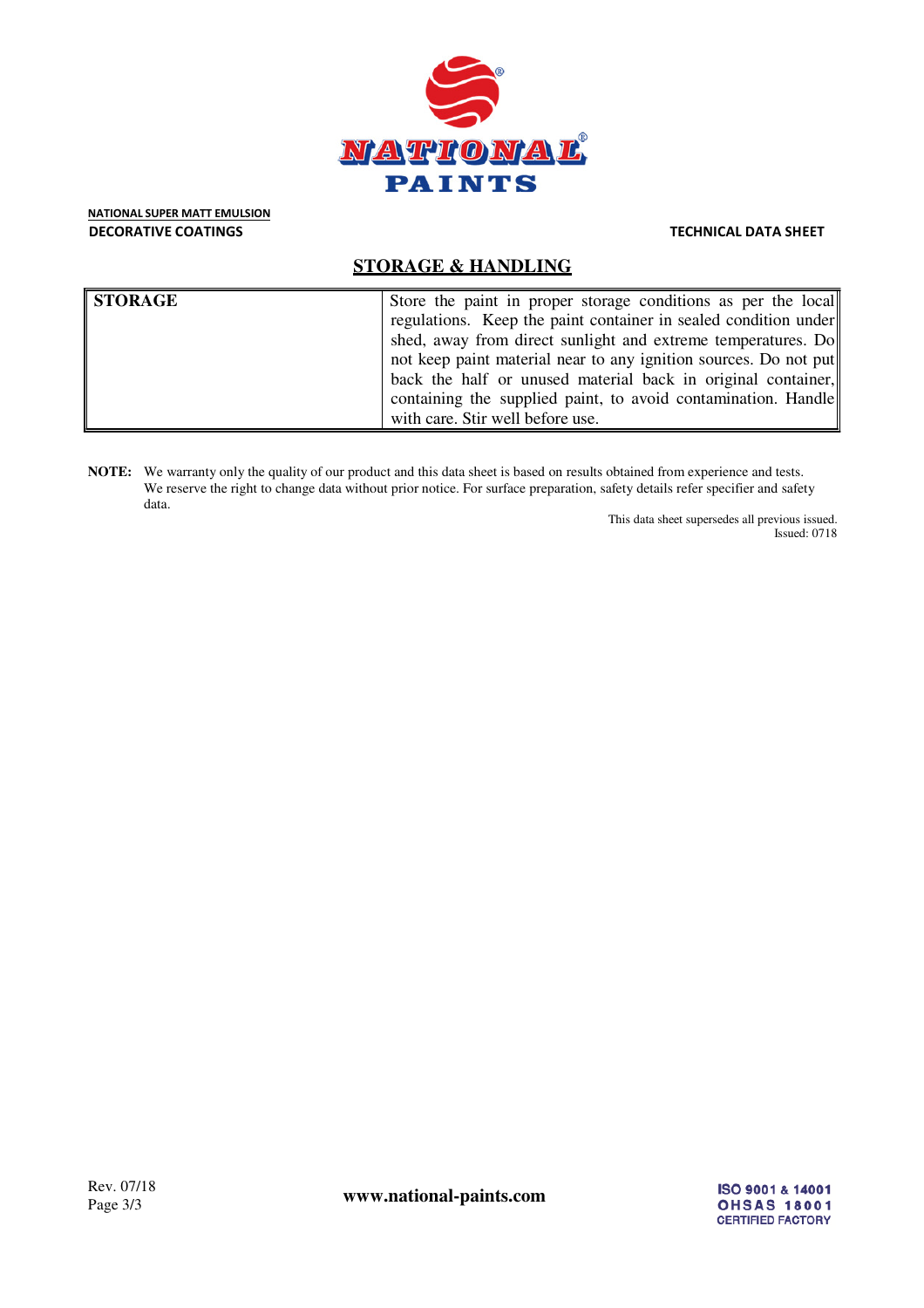NATIONAL SUPER MATT EMULSION

DECORATIVE COATINGS

TECHNICAL DATA SHEET

## STORAGE & HANDLING

| | |
|---|---|
| **STORAGE** | Store the paint in proper storage conditions as per the local regulations. Keep the paint container in sealed condition under shed, away from direct sunlight and extreme temperatures. Do not keep paint material near to any ignition sources. Do not put back the half or unused material back in original container, containing the supplied paint, to avoid contamination. Handle with care. Stir well before use. |

**NOTE:** We warranty only the quality of our product and this data sheet is based on results obtained from experience and tests. We reserve the right to change data without prior notice. For surface preparation, safety details refer specifier and safety data.

This data sheet supersedes all previous issued.
Issued: 0718